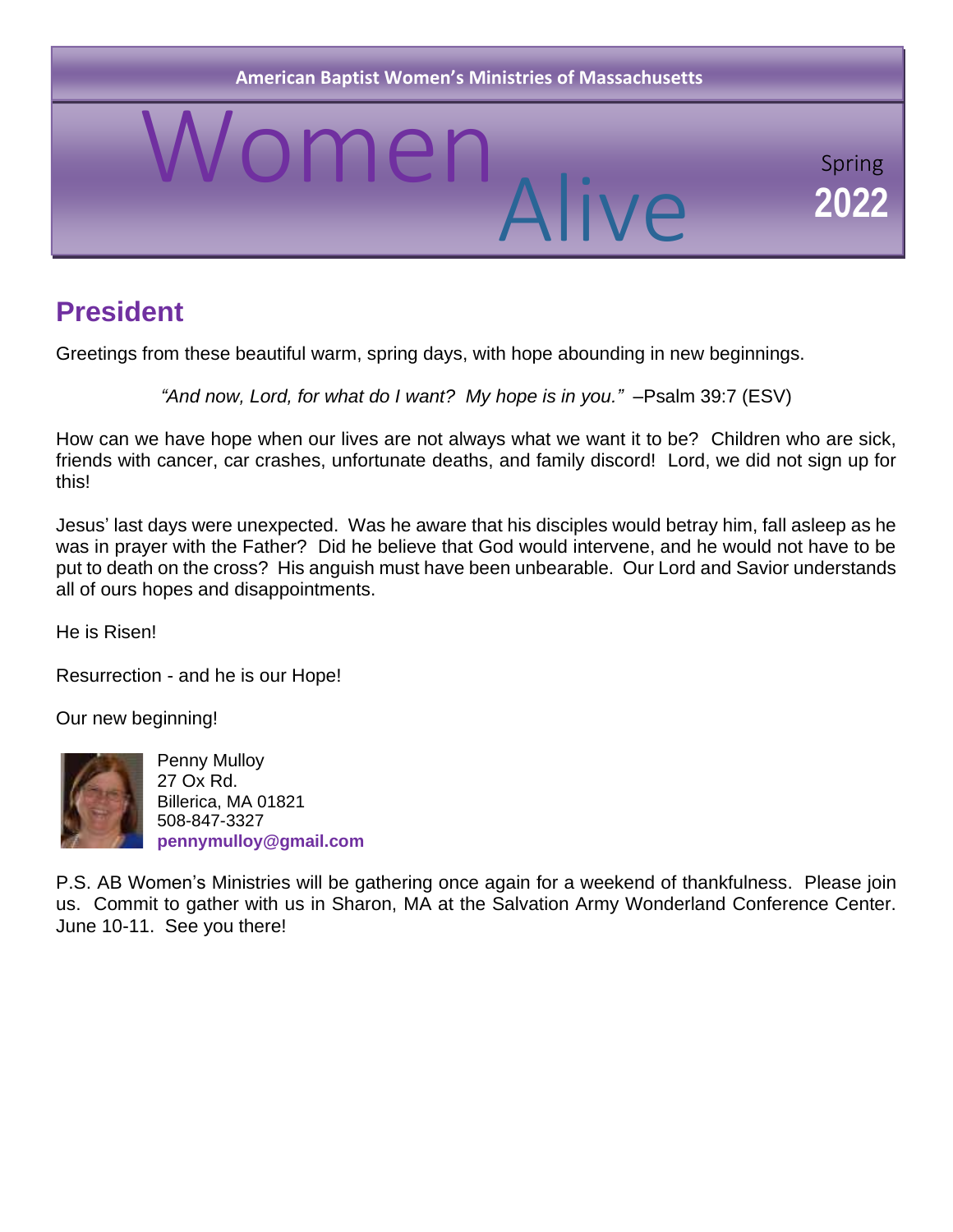American Baptist Women's Ministries of Massachusetts

# Women Alive

Spring **2022**

## President

Greetings from these beautiful warm, spring days, with hope abounding in new beginnings.

*"And now, Lord, for what do I want? My hope is in you."* –Psalm 39:7 (ESV)

How can we have hope when our lives are not always what we want it to be? Children who are sick, friends with cancer, car crashes, unfortunate deaths, and family discord! Lord, we did not sign up for this!

Jesus' last days were unexpected. Was he aware that his disciples would betray him, fall asleep as he was in prayer with the Father? Did he believe that God would intervene, and he would not have to be put to death on the cross? His anguish must have been unbearable. Our Lord and Savior understands all of ours hopes and disappointments.

He is Risen!

Resurrection - and he is our Hope!

Our new beginning!

Penny Mulloy
27 Ox Rd.
Billerica, MA 01821
508-847-3327
**pennymulloy@gmail.com**

P.S. AB Women's Ministries will be gathering once again for a weekend of thankfulness. Please join us. Commit to gather with us in Sharon, MA at the Salvation Army Wonderland Conference Center. June 10-11. See you there!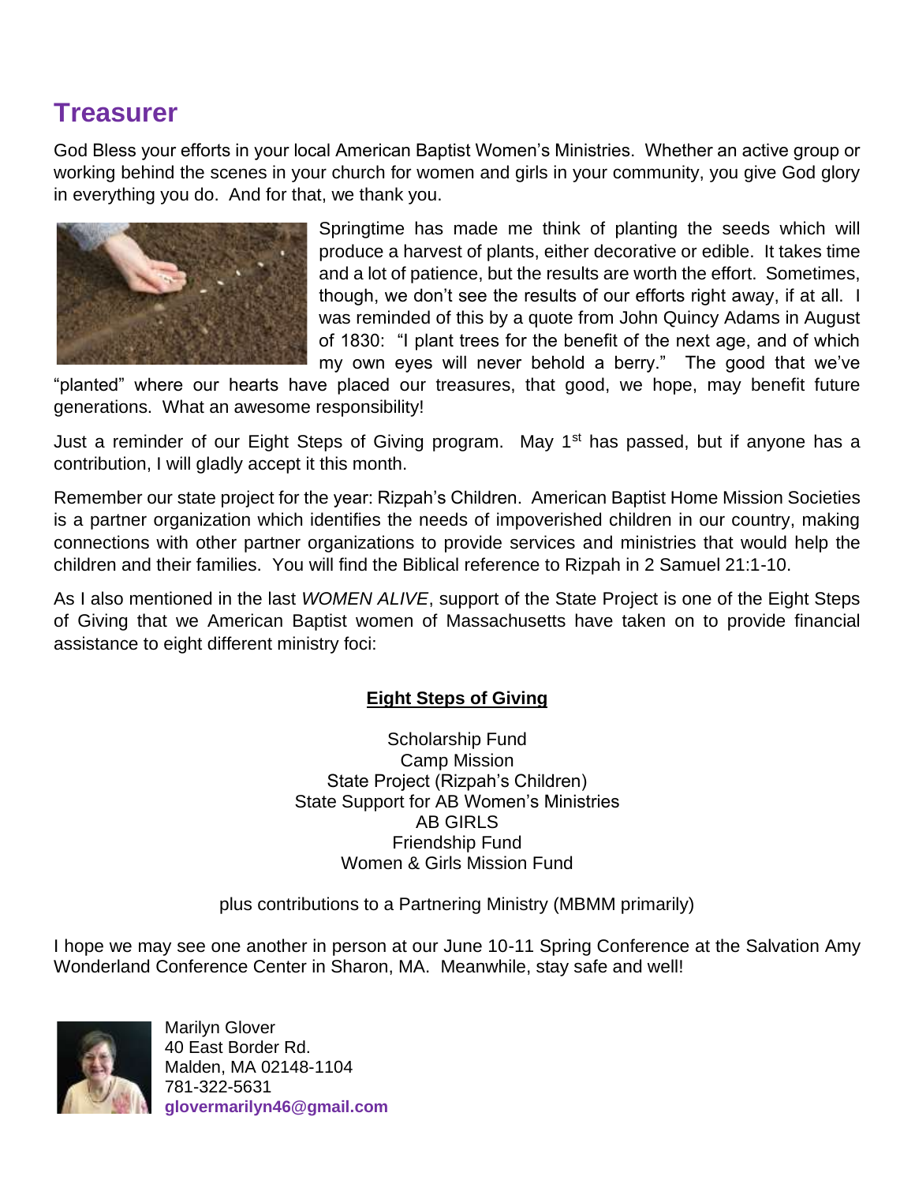## Treasurer

God Bless your efforts in your local American Baptist Women's Ministries. Whether an active group or working behind the scenes in your church for women and girls in your community, you give God glory in everything you do. And for that, we thank you.

Springtime has made me think of planting the seeds which will produce a harvest of plants, either decorative or edible. It takes time and a lot of patience, but the results are worth the effort. Sometimes, though, we don't see the results of our efforts right away, if at all. I was reminded of this by a quote from John Quincy Adams in August of 1830: "I plant trees for the benefit of the next age, and of which my own eyes will never behold a berry." The good that we've "planted" where our hearts have placed our treasures, that good, we hope, may benefit future generations. What an awesome responsibility!

Just a reminder of our Eight Steps of Giving program. May 1st has passed, but if anyone has a contribution, I will gladly accept it this month.

Remember our state project for the year: Rizpah's Children. American Baptist Home Mission Societies is a partner organization which identifies the needs of impoverished children in our country, making connections with other partner organizations to provide services and ministries that would help the children and their families. You will find the Biblical reference to Rizpah in 2 Samuel 21:1-10.

As I also mentioned in the last *WOMEN ALIVE*, support of the State Project is one of the Eight Steps of Giving that we American Baptist women of Massachusetts have taken on to provide financial assistance to eight different ministry foci:

**Eight Steps of Giving**

Scholarship Fund
Camp Mission
State Project (Rizpah's Children)
State Support for AB Women's Ministries
AB GIRLS
Friendship Fund
Women & Girls Mission Fund

plus contributions to a Partnering Ministry (MBMM primarily)

I hope we may see one another in person at our June 10-11 Spring Conference at the Salvation Amy Wonderland Conference Center in Sharon, MA. Meanwhile, stay safe and well!

Marilyn Glover
40 East Border Rd.
Malden, MA 02148-1104
781-322-5631
**glovermarilyn46@gmail.com**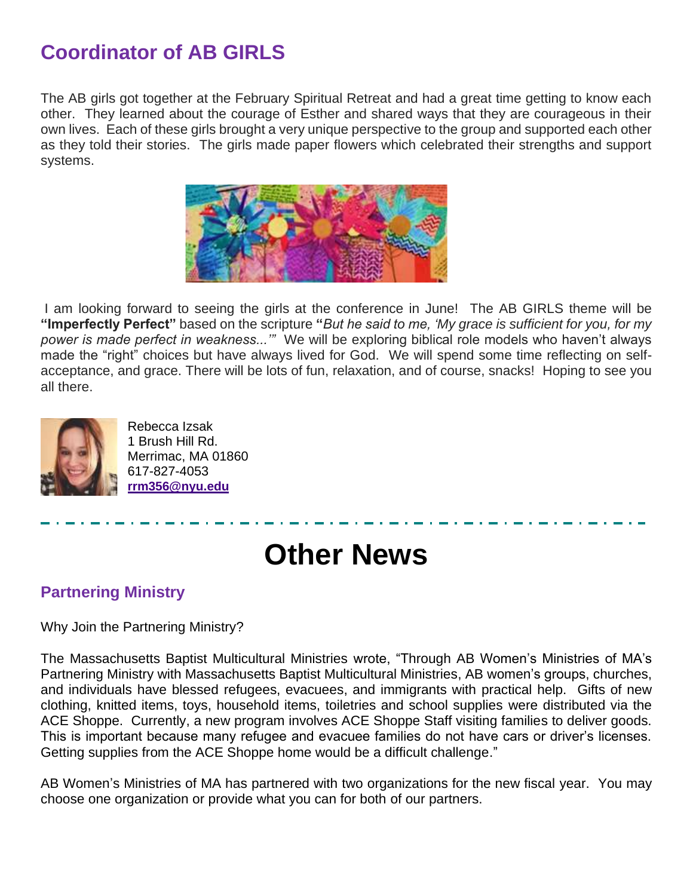## Coordinator of AB GIRLS

The AB girls got together at the February Spiritual Retreat and had a great time getting to know each other. They learned about the courage of Esther and shared ways that they are courageous in their own lives. Each of these girls brought a very unique perspective to the group and supported each other as they told their stories. The girls made paper flowers which celebrated their strengths and support systems.

I am looking forward to seeing the girls at the conference in June! The AB GIRLS theme will be **"Imperfectly Perfect"** based on the scripture **"***But he said to me, 'My grace is sufficient for you, for my power is made perfect in weakness...'"* We will be exploring biblical role models who haven't always made the "right" choices but have always lived for God. We will spend some time reflecting on self-acceptance, and grace. There will be lots of fun, relaxation, and of course, snacks! Hoping to see you all there.

Rebecca Izsak
1 Brush Hill Rd.
Merrimac, MA 01860
617-827-4053
**rrm356@nyu.edu**

# Other News

## Partnering Ministry

Why Join the Partnering Ministry?

The Massachusetts Baptist Multicultural Ministries wrote, "Through AB Women's Ministries of MA's Partnering Ministry with Massachusetts Baptist Multicultural Ministries, AB women's groups, churches, and individuals have blessed refugees, evacuees, and immigrants with practical help. Gifts of new clothing, knitted items, toys, household items, toiletries and school supplies were distributed via the ACE Shoppe. Currently, a new program involves ACE Shoppe Staff visiting families to deliver goods. This is important because many refugee and evacuee families do not have cars or driver's licenses. Getting supplies from the ACE Shoppe home would be a difficult challenge."

AB Women's Ministries of MA has partnered with two organizations for the new fiscal year. You may choose one organization or provide what you can for both of our partners.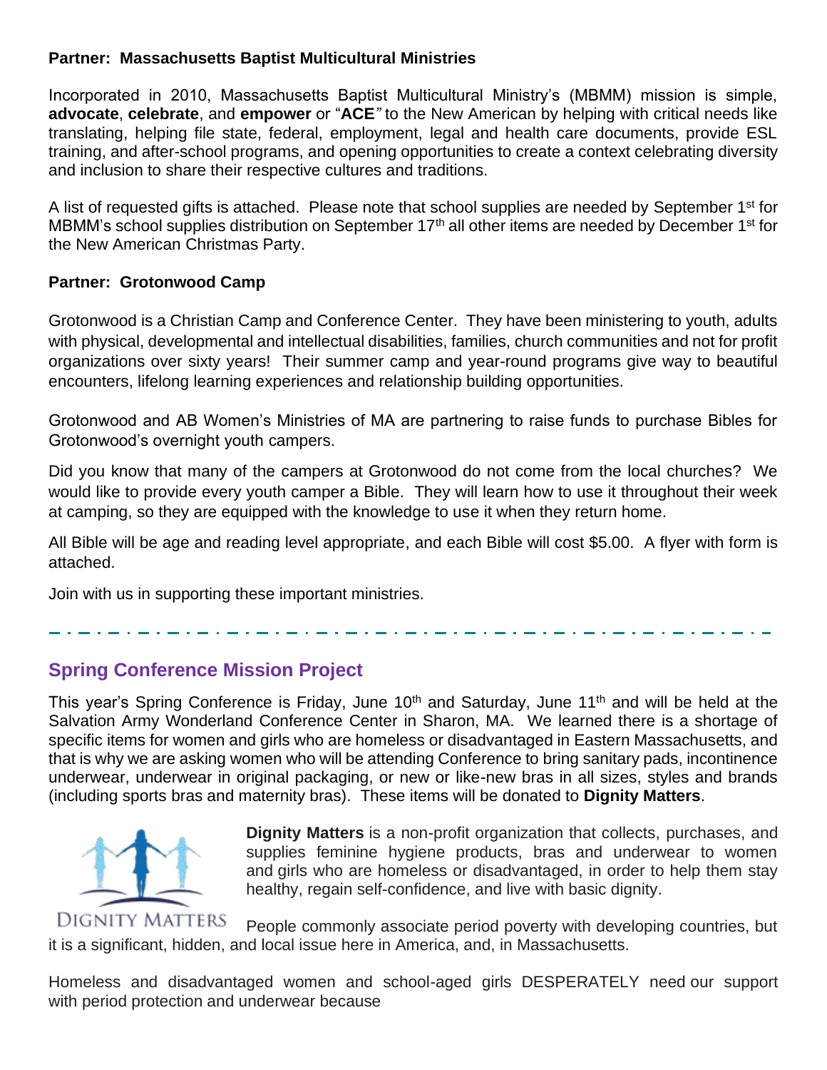**Partner: Massachusetts Baptist Multicultural Ministries**

Incorporated in 2010, Massachusetts Baptist Multicultural Ministry's (MBMM) mission is simple, **advocate**, **celebrate**, and **empower** or "**ACE**" to the New American by helping with critical needs like translating, helping file state, federal, employment, legal and health care documents, provide ESL training, and after-school programs, and opening opportunities to create a context celebrating diversity and inclusion to share their respective cultures and traditions.

A list of requested gifts is attached. Please note that school supplies are needed by September 1st for MBMM's school supplies distribution on September 17th all other items are needed by December 1st for the New American Christmas Party.

**Partner: Grotonwood Camp**

Grotonwood is a Christian Camp and Conference Center. They have been ministering to youth, adults with physical, developmental and intellectual disabilities, families, church communities and not for profit organizations over sixty years! Their summer camp and year-round programs give way to beautiful encounters, lifelong learning experiences and relationship building opportunities.

Grotonwood and AB Women's Ministries of MA are partnering to raise funds to purchase Bibles for Grotonwood's overnight youth campers.

Did you know that many of the campers at Grotonwood do not come from the local churches? We would like to provide every youth camper a Bible. They will learn how to use it throughout their week at camping, so they are equipped with the knowledge to use it when they return home.

All Bible will be age and reading level appropriate, and each Bible will cost $5.00. A flyer with form is attached.

Join with us in supporting these important ministries.

---

## Spring Conference Mission Project

This year's Spring Conference is Friday, June 10th and Saturday, June 11th and will be held at the Salvation Army Wonderland Conference Center in Sharon, MA. We learned there is a shortage of specific items for women and girls who are homeless or disadvantaged in Eastern Massachusetts, and that is why we are asking women who will be attending Conference to bring sanitary pads, incontinence underwear, underwear in original packaging, or new or like-new bras in all sizes, styles and brands (including sports bras and maternity bras). These items will be donated to **Dignity Matters**.

DIGNITY MATTERS

**Dignity Matters** is a non-profit organization that collects, purchases, and supplies feminine hygiene products, bras and underwear to women and girls who are homeless or disadvantaged, in order to help them stay healthy, regain self-confidence, and live with basic dignity.

People commonly associate period poverty with developing countries, but it is a significant, hidden, and local issue here in America, and, in Massachusetts.

Homeless and disadvantaged women and school-aged girls DESPERATELY need our support with period protection and underwear because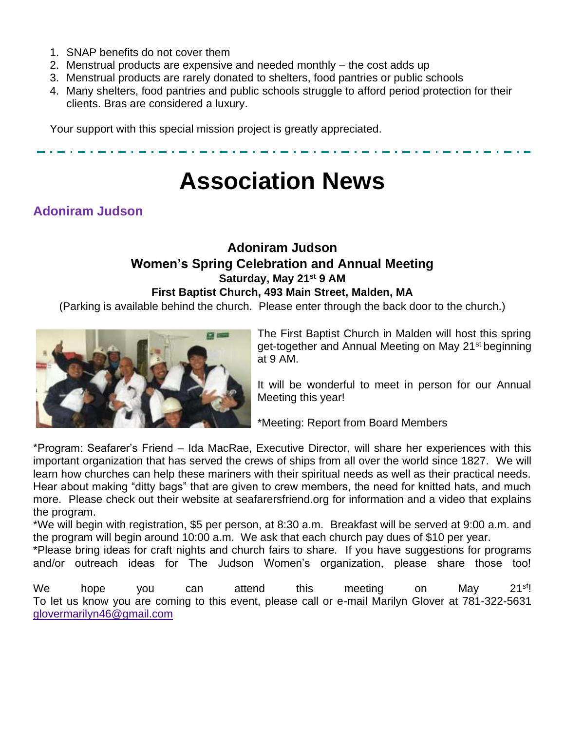1. SNAP benefits do not cover them
2. Menstrual products are expensive and needed monthly – the cost adds up
3. Menstrual products are rarely donated to shelters, food pantries or public schools
4. Many shelters, food pantries and public schools struggle to afford period protection for their clients. Bras are considered a luxury.

Your support with this special mission project is greatly appreciated.

# Association News

## Adoniram Judson

**Adoniram Judson**
**Women's Spring Celebration and Annual Meeting**
**Saturday, May 21st 9 AM**
**First Baptist Church, 493 Main Street, Malden, MA**

(Parking is available behind the church. Please enter through the back door to the church.)

The First Baptist Church in Malden will host this spring get-together and Annual Meeting on May 21st beginning at 9 AM.

It will be wonderful to meet in person for our Annual Meeting this year!

*Meeting: Report from Board Members

*Program: Seafarer's Friend – Ida MacRae, Executive Director, will share her experiences with this important organization that has served the crews of ships from all over the world since 1827. We will learn how churches can help these mariners with their spiritual needs as well as their practical needs. Hear about making "ditty bags" that are given to crew members, the need for knitted hats, and much more. Please check out their website at seafarersfriend.org for information and a video that explains the program.

*We will begin with registration, $5 per person, at 8:30 a.m. Breakfast will be served at 9:00 a.m. and the program will begin around 10:00 a.m. We ask that each church pay dues of $10 per year.

*Please bring ideas for craft nights and church fairs to share. If you have suggestions for programs and/or outreach ideas for The Judson Women's organization, please share those too!

We hope you can attend this meeting on May 21st!
To let us know you are coming to this event, please call or e-mail Marilyn Glover at 781-322-5631 glovermarilyn46@gmail.com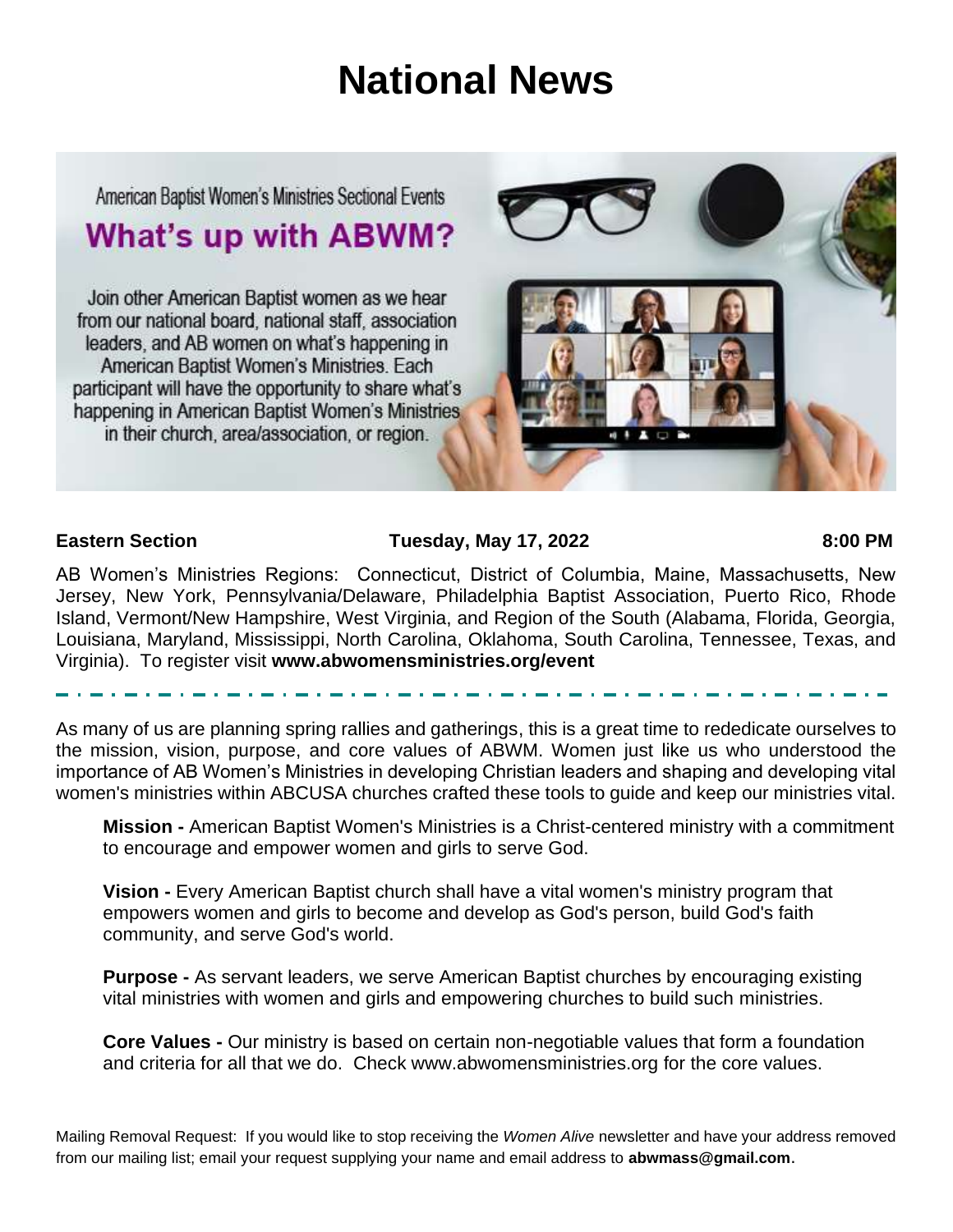# National News

American Baptist Women's Ministries Sectional Events

## What's up with ABWM?

Join other American Baptist women as we hear from our national board, national staff, association leaders, and AB women on what's happening in American Baptist Women's Ministries. Each participant will have the opportunity to share what's happening in American Baptist Women's Ministries in their church, area/association, or region.

**Eastern Section** **Tuesday, May 17, 2022** **8:00 PM**

AB Women's Ministries Regions: Connecticut, District of Columbia, Maine, Massachusetts, New Jersey, New York, Pennsylvania/Delaware, Philadelphia Baptist Association, Puerto Rico, Rhode Island, Vermont/New Hampshire, West Virginia, and Region of the South (Alabama, Florida, Georgia, Louisiana, Maryland, Mississippi, North Carolina, Oklahoma, South Carolina, Tennessee, Texas, and Virginia). To register visit **www.abwomensministries.org/event**

---

As many of us are planning spring rallies and gatherings, this is a great time to rededicate ourselves to the mission, vision, purpose, and core values of ABWM. Women just like us who understood the importance of AB Women's Ministries in developing Christian leaders and shaping and developing vital women's ministries within ABCUSA churches crafted these tools to guide and keep our ministries vital.

**Mission -** American Baptist Women's Ministries is a Christ-centered ministry with a commitment to encourage and empower women and girls to serve God.

**Vision -** Every American Baptist church shall have a vital women's ministry program that empowers women and girls to become and develop as God's person, build God's faith community, and serve God's world.

**Purpose -** As servant leaders, we serve American Baptist churches by encouraging existing vital ministries with women and girls and empowering churches to build such ministries.

**Core Values -** Our ministry is based on certain non-negotiable values that form a foundation and criteria for all that we do. Check www.abwomensministries.org for the core values.

Mailing Removal Request: If you would like to stop receiving the *Women Alive* newsletter and have your address removed from our mailing list; email your request supplying your name and email address to **abwmass@gmail.com.**